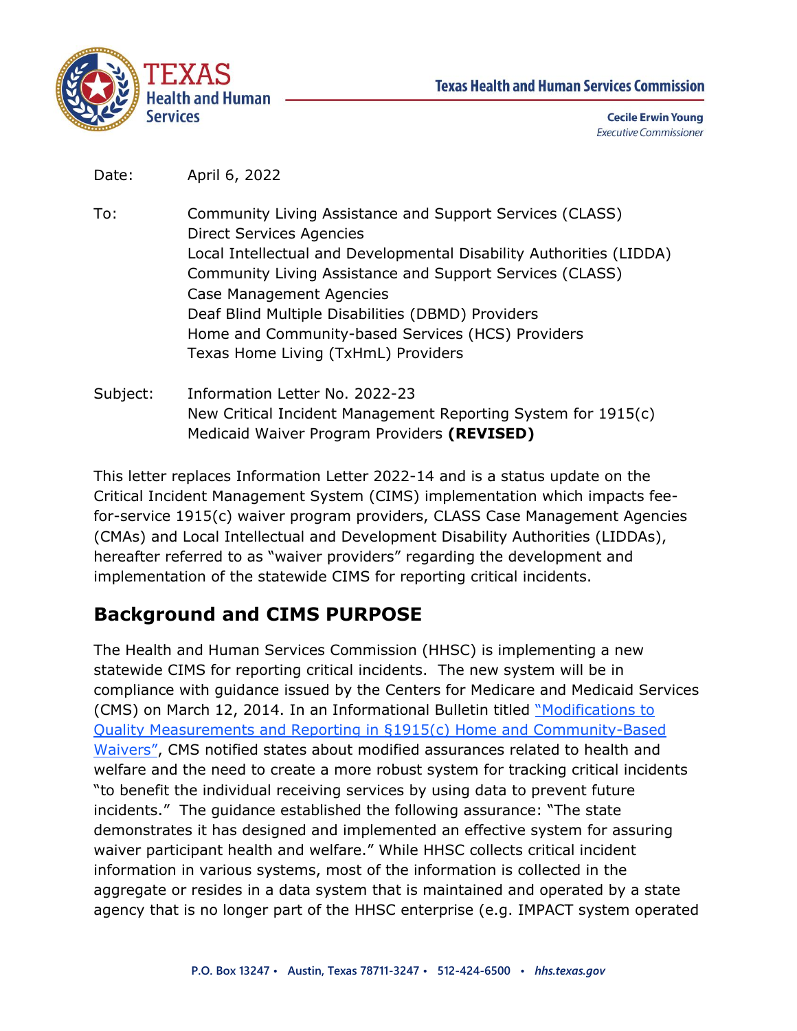Texas Health and Human Services Commission

**Cecile Erwin Young**
*Executive Commissioner*

Date: April 6, 2022

To: Community Living Assistance and Support Services (CLASS) Direct Services Agencies
Local Intellectual and Developmental Disability Authorities (LIDDA)
Community Living Assistance and Support Services (CLASS) Case Management Agencies
Deaf Blind Multiple Disabilities (DBMD) Providers
Home and Community-based Services (HCS) Providers
Texas Home Living (TxHmL) Providers

Subject: Information Letter No. 2022-23
New Critical Incident Management Reporting System for 1915(c) Medicaid Waiver Program Providers **(REVISED)**

This letter replaces Information Letter 2022-14 and is a status update on the Critical Incident Management System (CIMS) implementation which impacts fee-for-service 1915(c) waiver program providers, CLASS Case Management Agencies (CMAs) and Local Intellectual and Development Disability Authorities (LIDDAs), hereafter referred to as "waiver providers" regarding the development and implementation of the statewide CIMS for reporting critical incidents.

## Background and CIMS PURPOSE

The Health and Human Services Commission (HHSC) is implementing a new statewide CIMS for reporting critical incidents. The new system will be in compliance with guidance issued by the Centers for Medicare and Medicaid Services (CMS) on March 12, 2014. In an Informational Bulletin titled "Modifications to Quality Measurements and Reporting in §1915(c) Home and Community-Based Waivers", CMS notified states about modified assurances related to health and welfare and the need to create a more robust system for tracking critical incidents "to benefit the individual receiving services by using data to prevent future incidents." The guidance established the following assurance: "The state demonstrates it has designed and implemented an effective system for assuring waiver participant health and welfare." While HHSC collects critical incident information in various systems, most of the information is collected in the aggregate or resides in a data system that is maintained and operated by a state agency that is no longer part of the HHSC enterprise (e.g. IMPACT system operated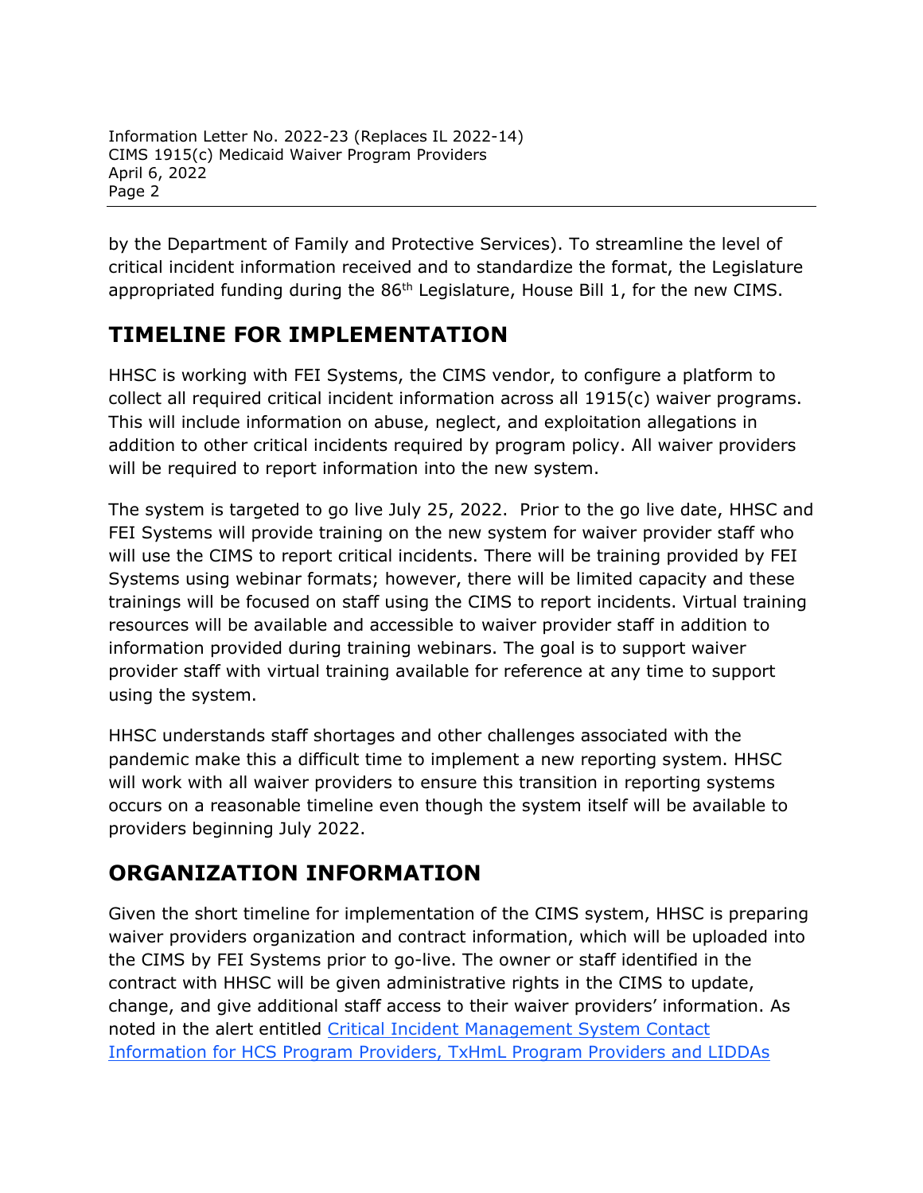by the Department of Family and Protective Services). To streamline the level of critical incident information received and to standardize the format, the Legislature appropriated funding during the 86th Legislature, House Bill 1, for the new CIMS.

## TIMELINE FOR IMPLEMENTATION

HHSC is working with FEI Systems, the CIMS vendor, to configure a platform to collect all required critical incident information across all 1915(c) waiver programs. This will include information on abuse, neglect, and exploitation allegations in addition to other critical incidents required by program policy. All waiver providers will be required to report information into the new system.

The system is targeted to go live July 25, 2022. Prior to the go live date, HHSC and FEI Systems will provide training on the new system for waiver provider staff who will use the CIMS to report critical incidents. There will be training provided by FEI Systems using webinar formats; however, there will be limited capacity and these trainings will be focused on staff using the CIMS to report incidents. Virtual training resources will be available and accessible to waiver provider staff in addition to information provided during training webinars. The goal is to support waiver provider staff with virtual training available for reference at any time to support using the system.

HHSC understands staff shortages and other challenges associated with the pandemic make this a difficult time to implement a new reporting system. HHSC will work with all waiver providers to ensure this transition in reporting systems occurs on a reasonable timeline even though the system itself will be available to providers beginning July 2022.

## ORGANIZATION INFORMATION

Given the short timeline for implementation of the CIMS system, HHSC is preparing waiver providers organization and contract information, which will be uploaded into the CIMS by FEI Systems prior to go-live. The owner or staff identified in the contract with HHSC will be given administrative rights in the CIMS to update, change, and give additional staff access to their waiver providers' information. As noted in the alert entitled Critical Incident Management System Contact Information for HCS Program Providers, TxHmL Program Providers and LIDDAs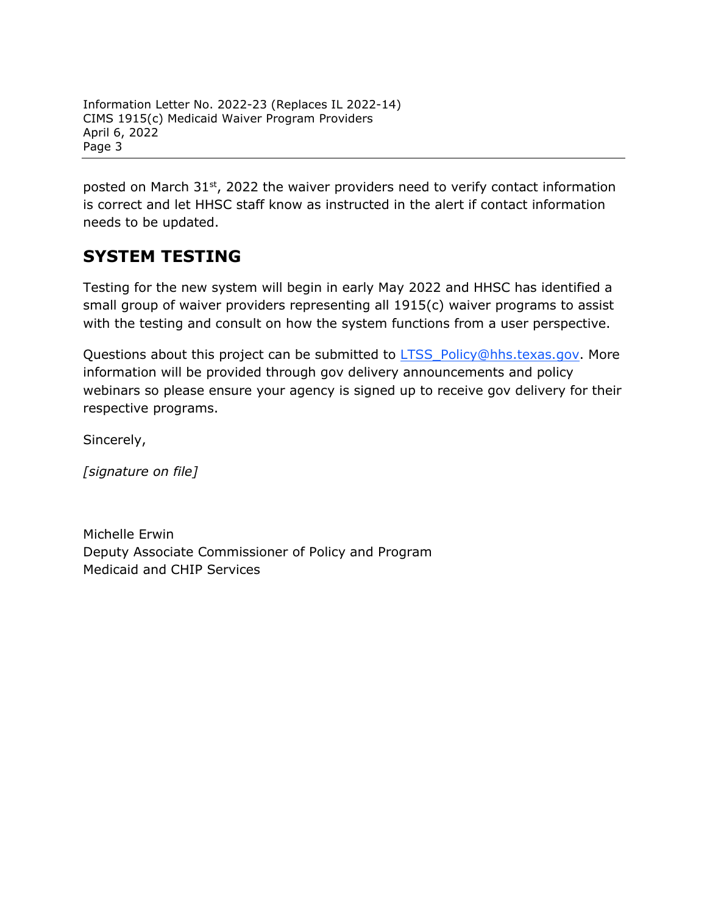posted on March 31st, 2022 the waiver providers need to verify contact information is correct and let HHSC staff know as instructed in the alert if contact information needs to be updated.

## SYSTEM TESTING

Testing for the new system will begin in early May 2022 and HHSC has identified a small group of waiver providers representing all 1915(c) waiver programs to assist with the testing and consult on how the system functions from a user perspective.

Questions about this project can be submitted to LTSS_Policy@hhs.texas.gov. More information will be provided through gov delivery announcements and policy webinars so please ensure your agency is signed up to receive gov delivery for their respective programs.

Sincerely,

*[signature on file]*

Michelle Erwin
Deputy Associate Commissioner of Policy and Program
Medicaid and CHIP Services